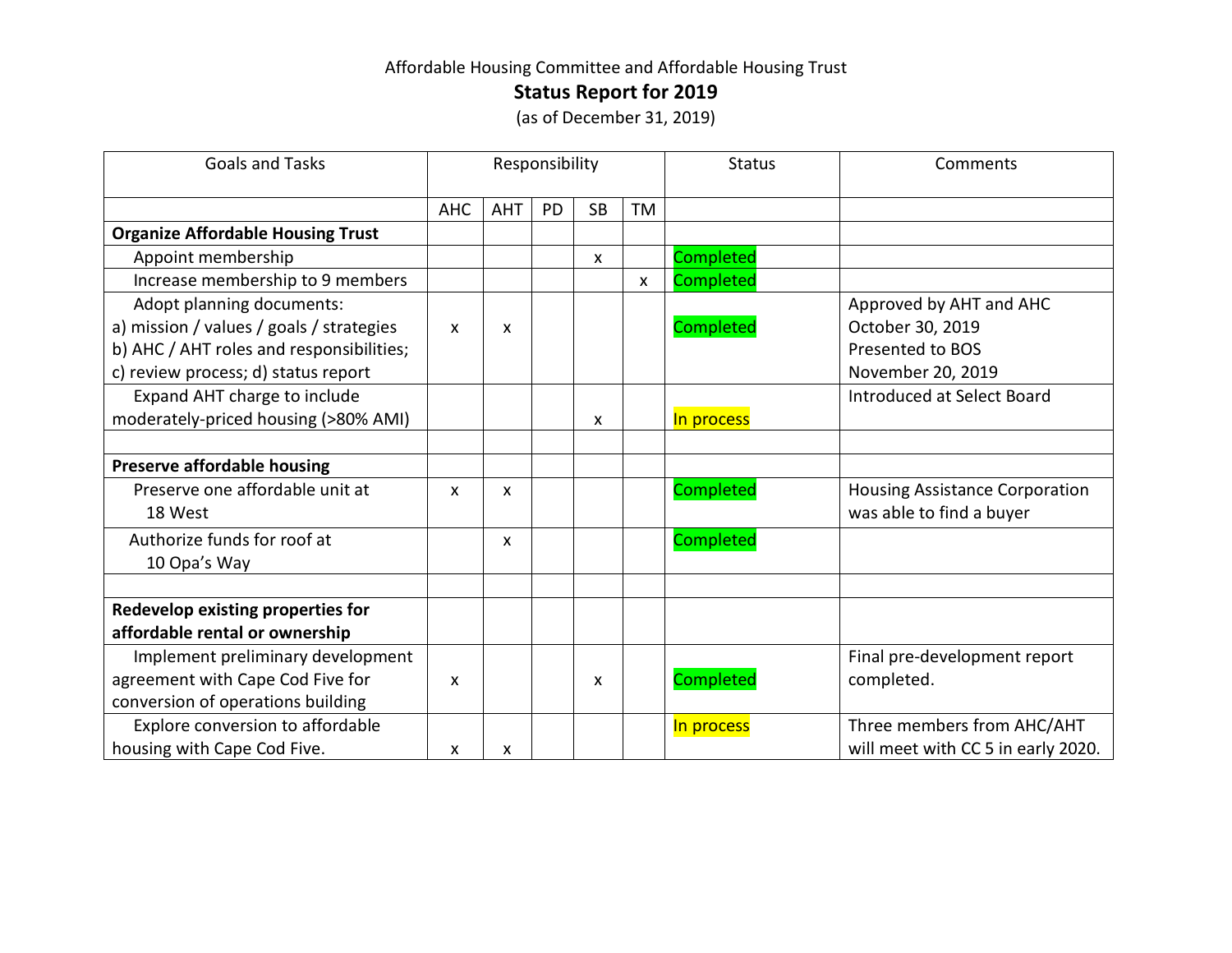Affordable Housing Committee and Affordable Housing Trust

# Status Report for 2019

(as of December 31, 2019)

| Goals and Tasks | Responsibility | | | | | Status | Comments |
|---|---|---|---|---|---|---|---|
| | AHC | AHT | PD | SB | TM | | |
| **Organize Affordable Housing Trust** | | | | | | | |
| Appoint membership | | | | x | | Completed | |
| Increase membership to 9 members | | | | | x | Completed | |
| Adopt planning documents: a) mission / values / goals / strategies b) AHC / AHT roles and responsibilities; c) review process; d) status report | x | x | | | | Completed | Approved by AHT and AHC October 30, 2019 Presented to BOS November 20, 2019 |
| Expand AHT charge to include moderately-priced housing (>80% AMI) | | | | x | | In process | Introduced at Select Board |
| | | | | | | | |
| **Preserve affordable housing** | | | | | | | |
| Preserve one affordable unit at 18 West | x | x | | | | Completed | Housing Assistance Corporation was able to find a buyer |
| Authorize funds for roof at 10 Opa's Way | | x | | | | Completed | |
| | | | | | | | |
| **Redevelop existing properties for affordable rental or ownership** | | | | | | | |
| Implement preliminary development agreement with Cape Cod Five for conversion of operations building | x | | | x | | Completed | Final pre-development report completed. |
| Explore conversion to affordable housing with Cape Cod Five. | x | x | | | | In process | Three members from AHC/AHT will meet with CC 5 in early 2020. |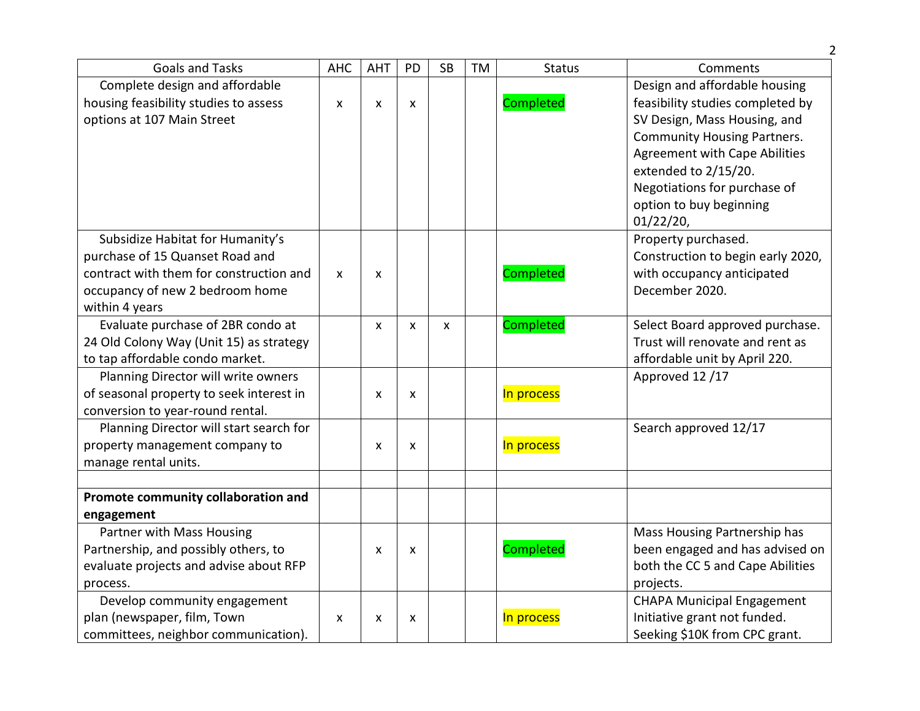| Goals and Tasks | AHC | AHT | PD | SB | TM | Status | Comments |
|---|---|---|---|---|---|---|---|
| Complete design and affordable housing feasibility studies to assess options at 107 Main Street | x | x | x | | | Completed | Design and affordable housing feasibility studies completed by SV Design, Mass Housing, and Community Housing Partners. Agreement with Cape Abilities extended to 2/15/20. Negotiations for purchase of option to buy beginning 01/22/20, |
| Subsidize Habitat for Humanity's purchase of 15 Quanset Road and contract with them for construction and occupancy of new 2 bedroom home within 4 years | x | x | | | | Completed | Property purchased. Construction to begin early 2020, with occupancy anticipated December 2020. |
| Evaluate purchase of 2BR condo at 24 Old Colony Way (Unit 15) as strategy to tap affordable condo market. | | x | x | x | | Completed | Select Board approved purchase. Trust will renovate and rent as affordable unit by April 220. |
| Planning Director will write owners of seasonal property to seek interest in conversion to year-round rental. | | x | x | | | In process | Approved 12 /17 |
| Planning Director will start search for property management company to manage rental units. | | x | x | | | In process | Search approved 12/17 |
| | | | | | | | |
| **Promote community collaboration and engagement** | | | | | | | |
| Partner with Mass Housing Partnership, and possibly others, to evaluate projects and advise about RFP process. | | x | x | | | Completed | Mass Housing Partnership has been engaged and has advised on both the CC 5 and Cape Abilities projects. |
| Develop community engagement plan (newspaper, film, Town committees, neighbor communication). | x | x | x | | | In process | CHAPA Municipal Engagement Initiative grant not funded. Seeking $10K from CPC grant. |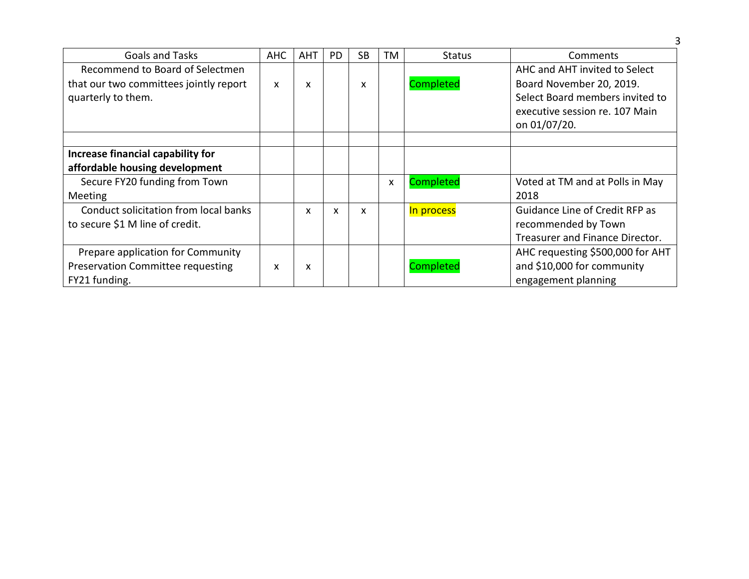| Goals and Tasks | AHC | AHT | PD | SB | TM | Status | Comments |
|---|---|---|---|---|---|---|---|
| Recommend to Board of Selectmen that our two committees jointly report quarterly to them. | x | x | | x | | Completed | AHC and AHT invited to Select Board November 20, 2019. Select Board members invited to executive session re. 107 Main on 01/07/20. |
| | | | | | | | |
| **Increase financial capability for affordable housing development** | | | | | | | |
| Secure FY20 funding from Town Meeting | | | | | x | Completed | Voted at TM and at Polls in May 2018 |
| Conduct solicitation from local banks to secure $1 M line of credit. | | x | x | x | | In process | Guidance Line of Credit RFP as recommended by Town Treasurer and Finance Director. |
| Prepare application for Community Preservation Committee requesting FY21 funding. | x | x | | | | Completed | AHC requesting $500,000 for AHT and $10,000 for community engagement planning |